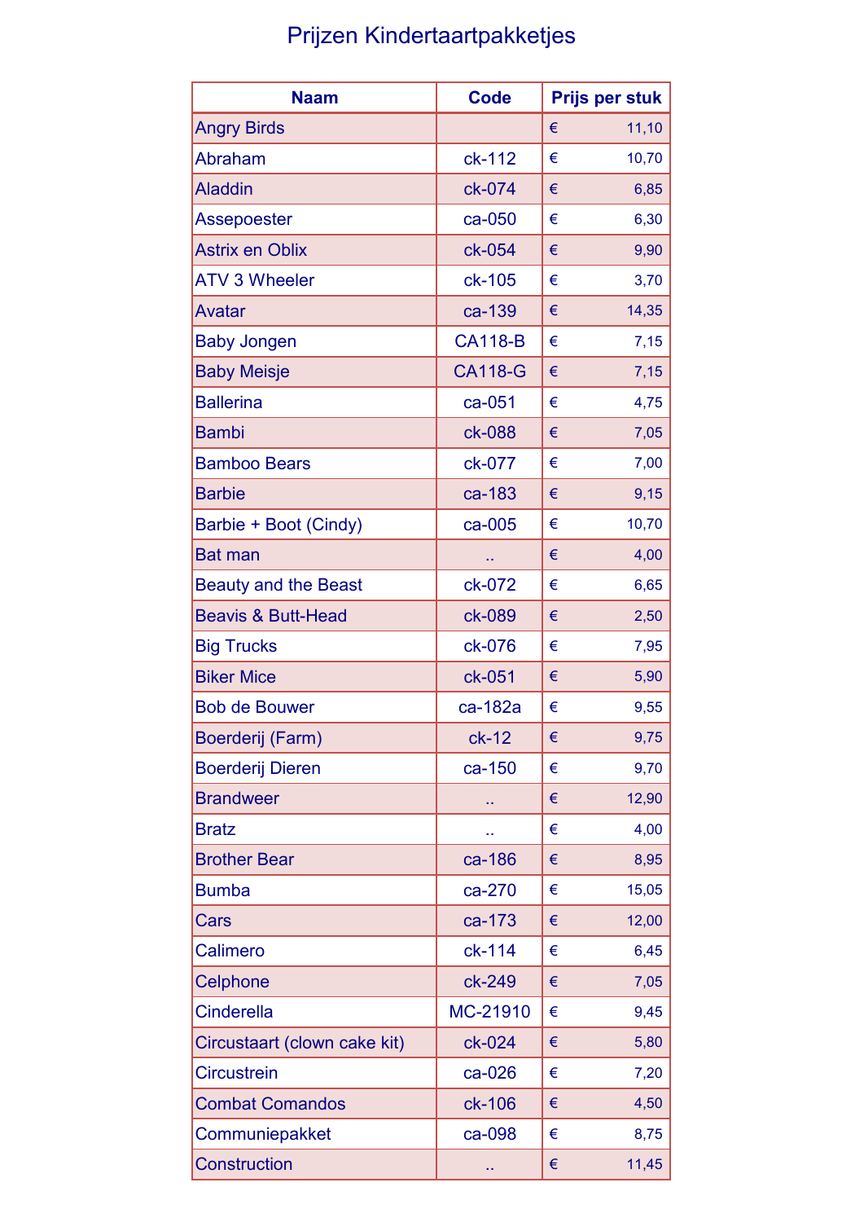# Prijzen Kindertaartpakketjes

| Naam | Code | Prijs per stuk |
|---|---|---|
| Angry Birds | | € 11,10 |
| Abraham | ck-112 | € 10,70 |
| Aladdin | ck-074 | € 6,85 |
| Assepoester | ca-050 | € 6,30 |
| Astrix en Oblix | ck-054 | € 9,90 |
| ATV 3 Wheeler | ck-105 | € 3,70 |
| Avatar | ca-139 | € 14,35 |
| Baby Jongen | CA118-B | € 7,15 |
| Baby Meisje | CA118-G | € 7,15 |
| Ballerina | ca-051 | € 4,75 |
| Bambi | ck-088 | € 7,05 |
| Bamboo Bears | ck-077 | € 7,00 |
| Barbie | ca-183 | € 9,15 |
| Barbie + Boot (Cindy) | ca-005 | € 10,70 |
| Bat man | .. | € 4,00 |
| Beauty and the Beast | ck-072 | € 6,65 |
| Beavis & Butt-Head | ck-089 | € 2,50 |
| Big Trucks | ck-076 | € 7,95 |
| Biker Mice | ck-051 | € 5,90 |
| Bob de Bouwer | ca-182a | € 9,55 |
| Boerderij (Farm) | ck-12 | € 9,75 |
| Boerderij Dieren | ca-150 | € 9,70 |
| Brandweer | .. | € 12,90 |
| Bratz | .. | € 4,00 |
| Brother Bear | ca-186 | € 8,95 |
| Bumba | ca-270 | € 15,05 |
| Cars | ca-173 | € 12,00 |
| Calimero | ck-114 | € 6,45 |
| Celphone | ck-249 | € 7,05 |
| Cinderella | MC-21910 | € 9,45 |
| Circustaart (clown cake kit) | ck-024 | € 5,80 |
| Circustrein | ca-026 | € 7,20 |
| Combat Comandos | ck-106 | € 4,50 |
| Communiepakket | ca-098 | € 8,75 |
| Construction | .. | € 11,45 |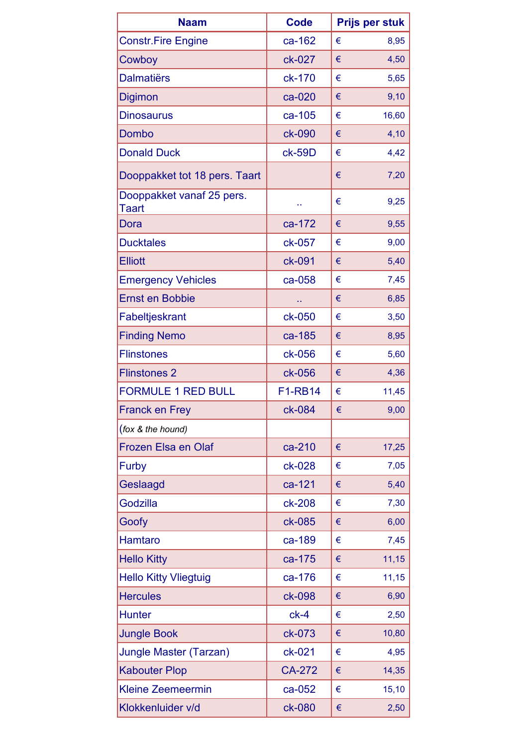| Naam | Code | Prijs per stuk |
|---|---|---|
| Constr.Fire Engine | ca-162 | € 8,95 |
| Cowboy | ck-027 | € 4,50 |
| Dalmatiërs | ck-170 | € 5,65 |
| Digimon | ca-020 | € 9,10 |
| Dinosaurus | ca-105 | € 16,60 |
| Dombo | ck-090 | € 4,10 |
| Donald Duck | ck-59D | € 4,42 |
| Dooppakket tot 18 pers. Taart | | € 7,20 |
| Dooppakket vanaf 25 pers. Taart | .. | € 9,25 |
| Dora | ca-172 | € 9,55 |
| Ducktales | ck-057 | € 9,00 |
| Elliott | ck-091 | € 5,40 |
| Emergency Vehicles | ca-058 | € 7,45 |
| Ernst en Bobbie | .. | € 6,85 |
| Fabeltjeskrant | ck-050 | € 3,50 |
| Finding Nemo | ca-185 | € 8,95 |
| Flinstones | ck-056 | € 5,60 |
| Flinstones 2 | ck-056 | € 4,36 |
| FORMULE 1 RED BULL | F1-RB14 | € 11,45 |
| Franck en Frey | ck-084 | € 9,00 |
| (*fox & the hound)* | | |
| Frozen Elsa en Olaf | ca-210 | € 17,25 |
| Furby | ck-028 | € 7,05 |
| Geslaagd | ca-121 | € 5,40 |
| Godzilla | ck-208 | € 7,30 |
| Goofy | ck-085 | € 6,00 |
| Hamtaro | ca-189 | € 7,45 |
| Hello Kitty | ca-175 | € 11,15 |
| Hello Kitty Vliegtuig | ca-176 | € 11,15 |
| Hercules | ck-098 | € 6,90 |
| Hunter | ck-4 | € 2,50 |
| Jungle Book | ck-073 | € 10,80 |
| Jungle Master (Tarzan) | ck-021 | € 4,95 |
| Kabouter Plop | CA-272 | € 14,35 |
| Kleine Zeemeermin | ca-052 | € 15,10 |
| Klokkenluider v/d | ck-080 | € 2,50 |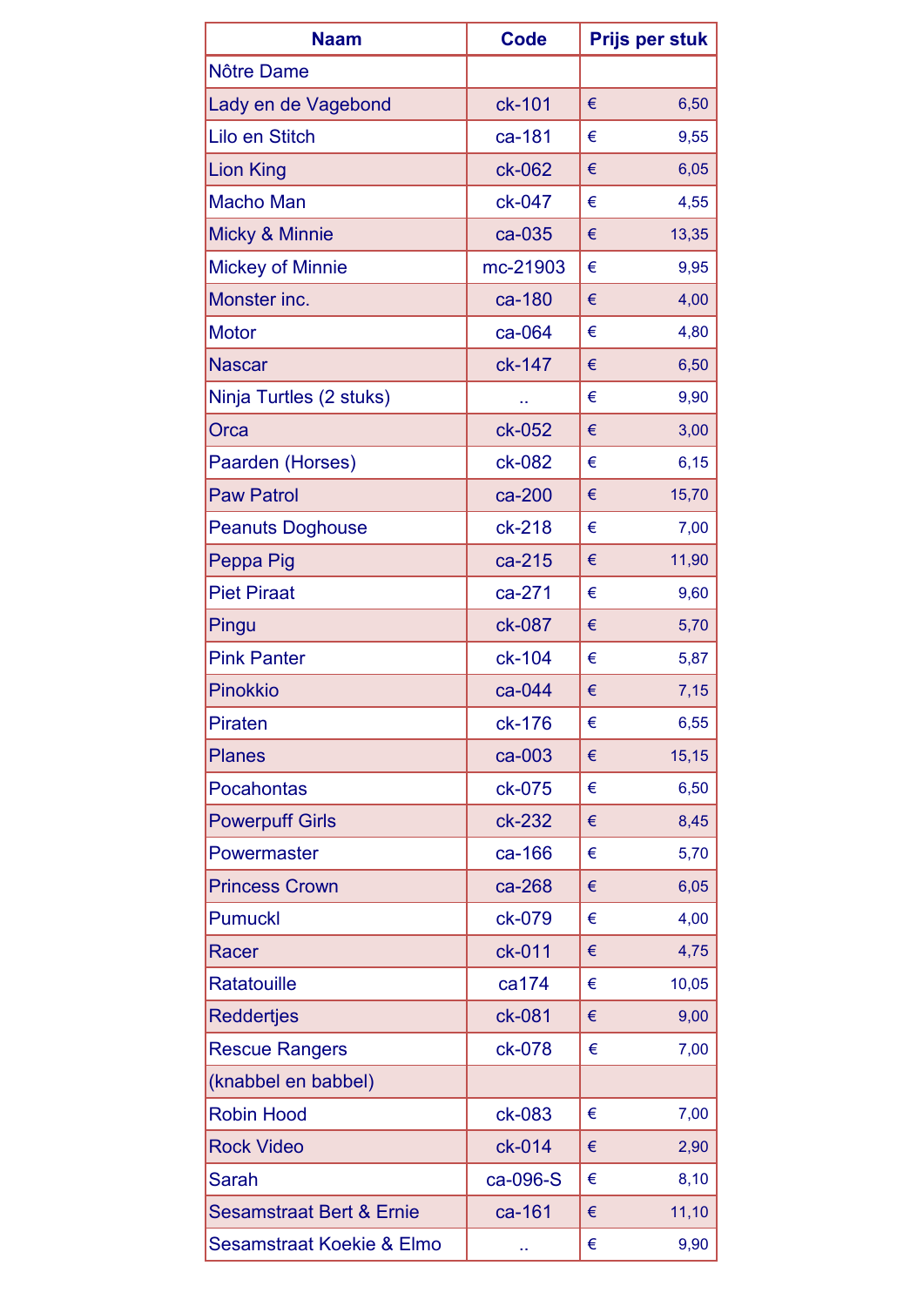| Naam | Code | Prijs per stuk |
|---|---|---|
| Nôtre Dame | | |
| Lady en de Vagebond | ck-101 | € 6,50 |
| Lilo en Stitch | ca-181 | € 9,55 |
| Lion King | ck-062 | € 6,05 |
| Macho Man | ck-047 | € 4,55 |
| Micky & Minnie | ca-035 | € 13,35 |
| Mickey of Minnie | mc-21903 | € 9,95 |
| Monster inc. | ca-180 | € 4,00 |
| Motor | ca-064 | € 4,80 |
| Nascar | ck-147 | € 6,50 |
| Ninja Turtles (2 stuks) | .. | € 9,90 |
| Orca | ck-052 | € 3,00 |
| Paarden (Horses) | ck-082 | € 6,15 |
| Paw Patrol | ca-200 | € 15,70 |
| Peanuts Doghouse | ck-218 | € 7,00 |
| Peppa Pig | ca-215 | € 11,90 |
| Piet Piraat | ca-271 | € 9,60 |
| Pingu | ck-087 | € 5,70 |
| Pink Panter | ck-104 | € 5,87 |
| Pinokkio | ca-044 | € 7,15 |
| Piraten | ck-176 | € 6,55 |
| Planes | ca-003 | € 15,15 |
| Pocahontas | ck-075 | € 6,50 |
| Powerpuff Girls | ck-232 | € 8,45 |
| Powermaster | ca-166 | € 5,70 |
| Princess Crown | ca-268 | € 6,05 |
| Pumuckl | ck-079 | € 4,00 |
| Racer | ck-011 | € 4,75 |
| Ratatouille | ca174 | € 10,05 |
| Reddertjes | ck-081 | € 9,00 |
| Rescue Rangers | ck-078 | € 7,00 |
| (knabbel en babbel) | | |
| Robin Hood | ck-083 | € 7,00 |
| Rock Video | ck-014 | € 2,90 |
| Sarah | ca-096-S | € 8,10 |
| Sesamstraat Bert & Ernie | ca-161 | € 11,10 |
| Sesamstraat Koekie & Elmo | .. | € 9,90 |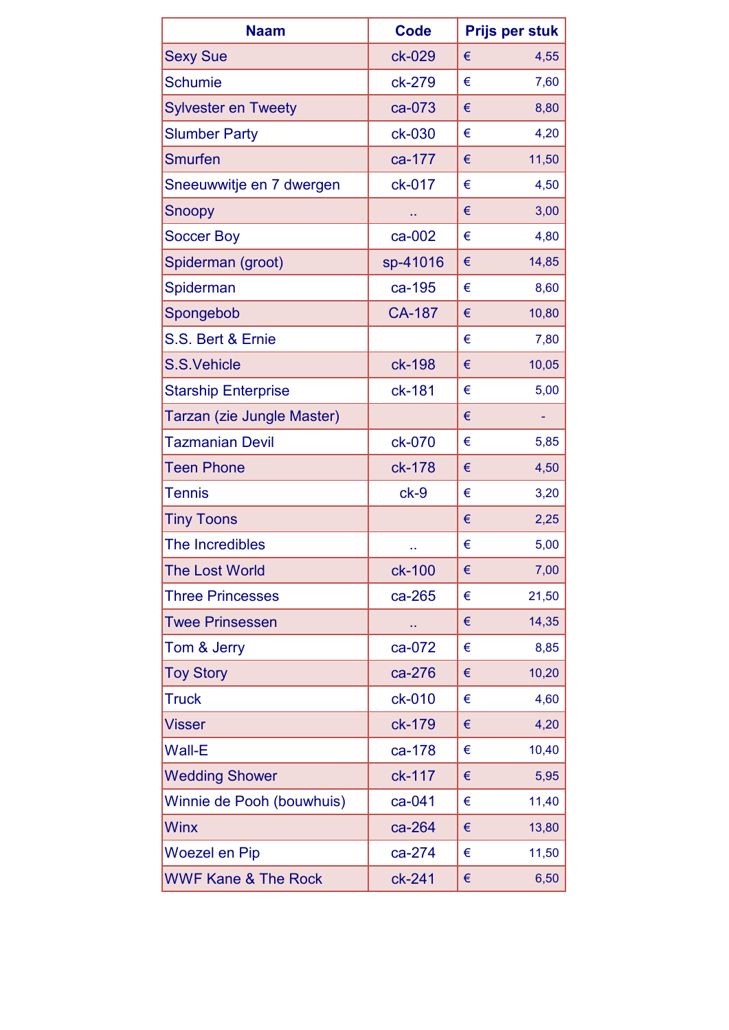| Naam | Code | Prijs per stuk |
| --- | --- | --- |
| Sexy Sue | ck-029 | € 4,55 |
| Schumie | ck-279 | € 7,60 |
| Sylvester en Tweety | ca-073 | € 8,80 |
| Slumber Party | ck-030 | € 4,20 |
| Smurfen | ca-177 | € 11,50 |
| Sneeuwwitje en 7 dwergen | ck-017 | € 4,50 |
| Snoopy | .. | € 3,00 |
| Soccer Boy | ca-002 | € 4,80 |
| Spiderman (groot) | sp-41016 | € 14,85 |
| Spiderman | ca-195 | € 8,60 |
| Spongebob | CA-187 | € 10,80 |
| S.S. Bert & Ernie | | € 7,80 |
| S.S.Vehicle | ck-198 | € 10,05 |
| Starship Enterprise | ck-181 | € 5,00 |
| Tarzan (zie Jungle Master) | | € - |
| Tazmanian Devil | ck-070 | € 5,85 |
| Teen Phone | ck-178 | € 4,50 |
| Tennis | ck-9 | € 3,20 |
| Tiny Toons | | € 2,25 |
| The Incredibles | .. | € 5,00 |
| The Lost World | ck-100 | € 7,00 |
| Three Princesses | ca-265 | € 21,50 |
| Twee Prinsessen | .. | € 14,35 |
| Tom & Jerry | ca-072 | € 8,85 |
| Toy Story | ca-276 | € 10,20 |
| Truck | ck-010 | € 4,60 |
| Visser | ck-179 | € 4,20 |
| Wall-E | ca-178 | € 10,40 |
| Wedding Shower | ck-117 | € 5,95 |
| Winnie de Pooh (bouwhuis) | ca-041 | € 11,40 |
| Winx | ca-264 | € 13,80 |
| Woezel en Pip | ca-274 | € 11,50 |
| WWF Kane & The Rock | ck-241 | € 6,50 |